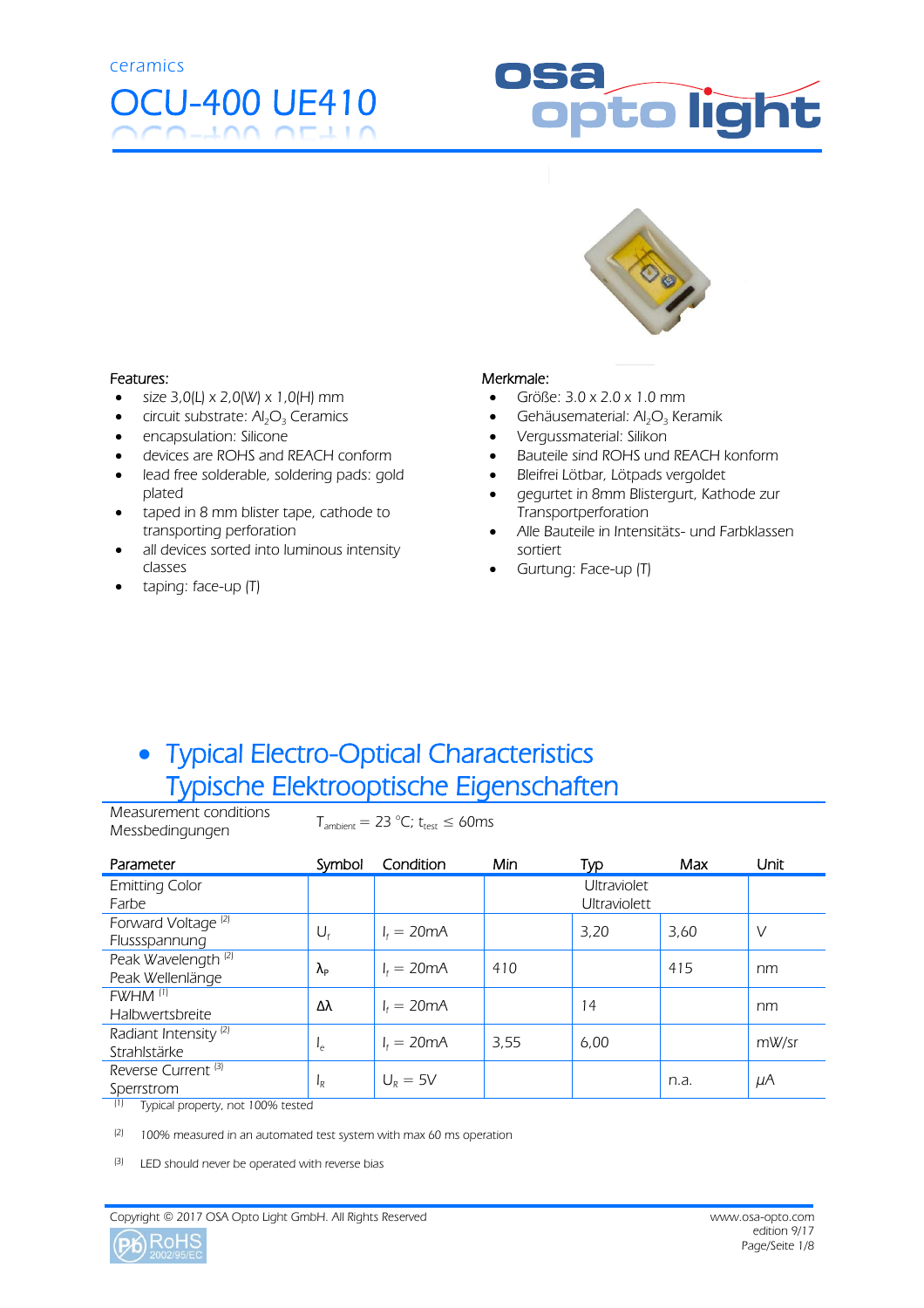ceramics

# OCU-400 UE410

Features:

- size 3,0(L) x 2,0(W) x 1,0(H) mm
- circuit substrate: $Al_2O_3$ Ceramics
- encapsulation: Silicone
- devices are ROHS and REACH conform
- lead free solderable, soldering pads: gold plated
- taped in 8 mm blister tape, cathode to transporting perforation
- all devices sorted into luminous intensity classes
- taping: face-up (T)

Merkmale:

- Größe: 3.0 x 2.0 x 1.0 mm
- Gehäusematerial: $Al_2O_3$ Keramik
- Vergussmaterial: Silikon
- Bauteile sind ROHS und REACH konform
- Bleifrei Lötbar, Lötpads vergoldet
- gegurtet in 8mm Blistergurt, Kathode zur Transportperforation
- Alle Bauteile in Intensitäts- und Farbklassen sortiert
- Gurtung: Face-up (T)

## Typical Electro-Optical Characteristics
## Typische Elektrooptische Eigenschaften

Measurement conditions / Messbedingungen: $T_{ambient} = 23$ °C; $t_{test} \leq 60$ms

| Parameter | Symbol | Condition | Min | Typ | Max | Unit |
|---|---|---|---|---|---|---|
| Emitting Color<br>Farbe | | | | Ultraviolet<br>Ultraviolett | | |
| Forward Voltage [2]<br>Flussspannung | $U_f$ | $I_f = 20$mA | | 3,20 | 3,60 | V |
| Peak Wavelength [2]<br>Peak Wellenlänge | $\lambda_P$ | $I_f = 20$mA | 410 | | 415 | nm |
| FWHM [1]<br>Halbwertsbreite | $\Delta\lambda$ | $I_f = 20$mA | | 14 | | nm |
| Radiant Intensity [2]<br>Strahlstärke | $I_e$ | $I_f = 20$mA | 3,55 | 6,00 | | mW/sr |
| Reverse Current [3]<br>Sperrstrom | $I_R$ | $U_R = 5$V | | | n.a. | µA |

[1] Typical property, not 100% tested

[2] 100% measured in an automated test system with max 60 ms operation

[3] LED should never be operated with reverse bias

Copyright © 2017 OSA Opto Light GmbH. All Rights Reserved

www.osa-opto.com
edition 9/17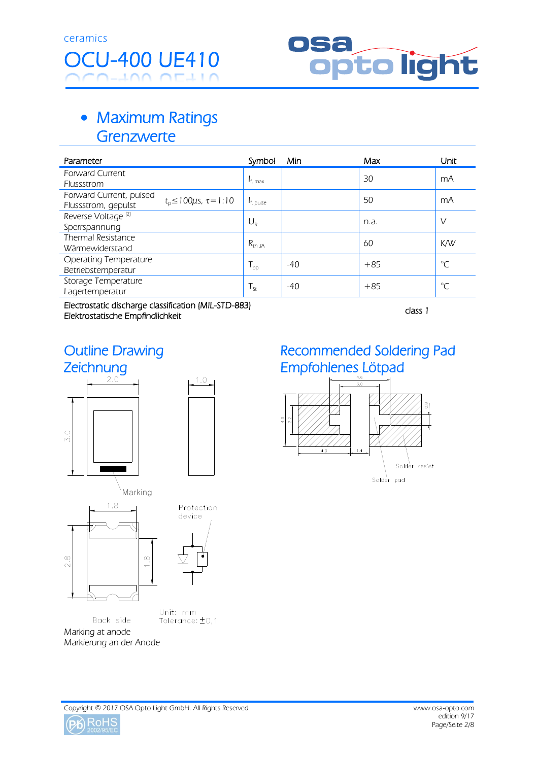# Maximum Ratings
# Grenzwerte

| Parameter | Symbol | Min | Max | Unit |
|---|---|---|---|---|
| Forward Current<br>Flussstrom | $I_{f,\ max}$ | | 30 | mA |
| Forward Current, pulsed<br>Flussstrom, gepulst &nbsp;&nbsp; $t_p \leq 100\mu s,\ \tau = 1{:}10$ | $I_{f,\ pulse}$ | | 50 | mA |
| Reverse Voltage [2]<br>Sperrspannung | $U_R$ | | n.a. | V |
| Thermal Resistance<br>Wärmewiderstand | $R_{th\ JA}$ | | 60 | K/W |
| Operating Temperature<br>Betriebstemperatur | $T_{op}$ | -40 | +85 | °C |
| Storage Temperature<br>Lagertemperatur | $T_{St}$ | -40 | +85 | °C |

Electrostatic discharge classification (MIL-STD-883)
Elektrostatische Empfindlichkeit — class 1

## Outline Drawing
## Zeichnung

2.0 — 1.0 — 3.0

Marking

1.8 — 2.8 — 1.8

Protection device

Back side

Unit: mm
Tolerance: ±0,1

Marking at anode
Markierung an der Anode

## Recommended Soldering Pad
## Empfohlenes Lötpad

4.6 — 3.0 — 4.0 — 2.2 — 0.8 — 4.0 — 1.4

Solder resist

Solder pad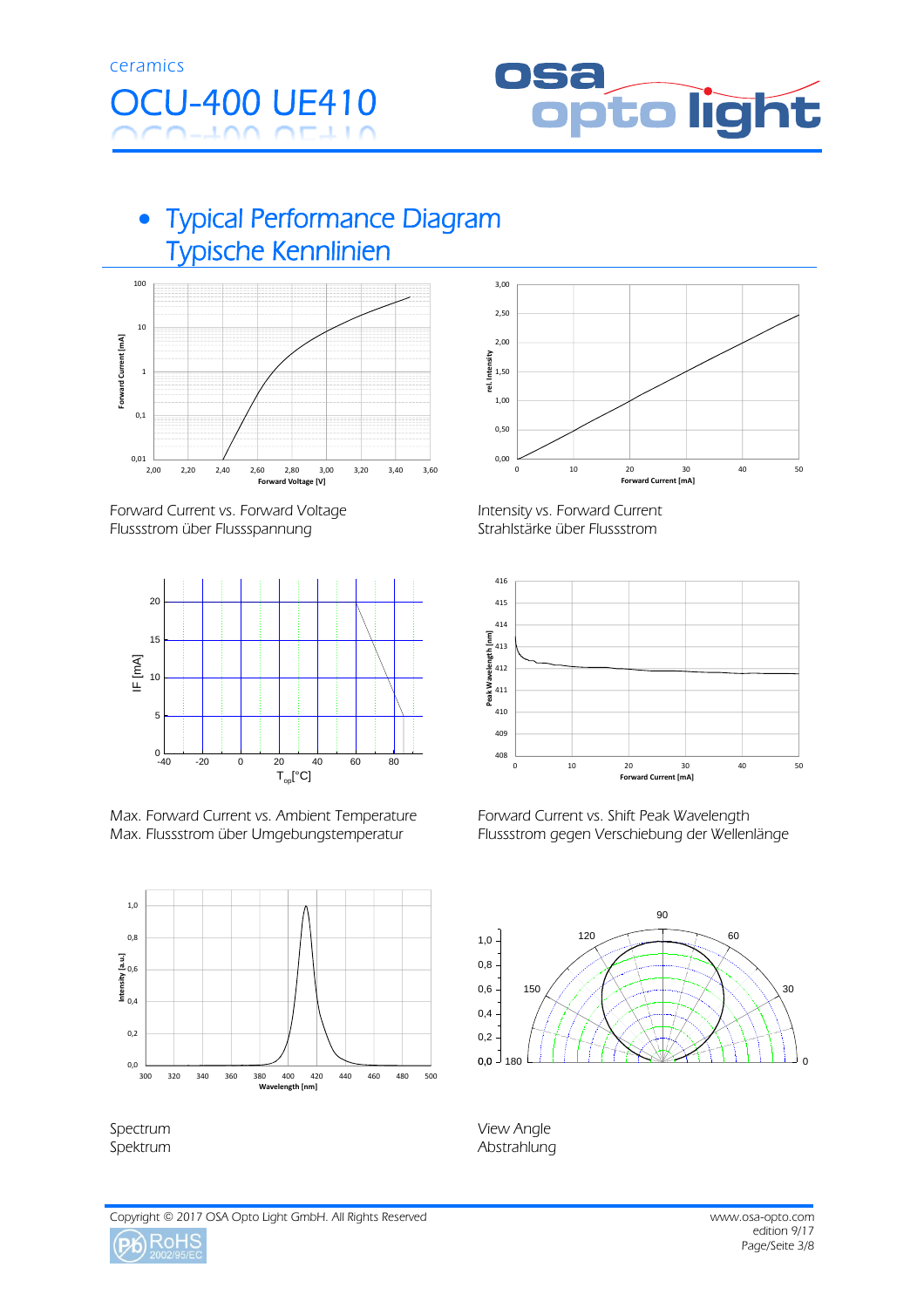# Typical Performance Diagram
## Typische Kennlinien

Forward Current vs. Forward Voltage
Flussstrom über Flussspannung

Intensity vs. Forward Current
Strahlstärke über Flussstrom

Max. Forward Current vs. Ambient Temperature
Max. Flussstrom über Umgebungstemperatur

Forward Current vs. Shift Peak Wavelength
Flussstrom gegen Verschiebung der Wellenlänge

Spectrum
Spektrum

View Angle
Abstrahlung

Copyright © 2017 OSA Opto Light GmbH. All Rights Reserved

www.osa-opto.com
edition 9/17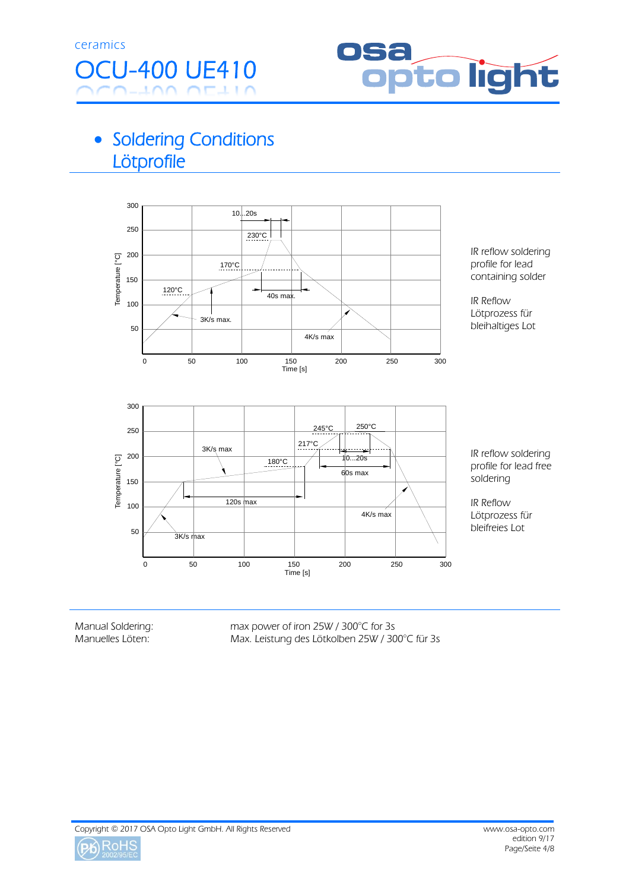ceramics

# OCU-400 UE410

## Soldering Conditions
## Lötprofile

IR reflow soldering profile for lead containing solder

IR Reflow Lötprozess für bleihaltiges Lot

IR reflow soldering profile for lead free soldering

IR Reflow Lötprozess für bleifreies Lot

| | |
|---|---|
| Manual Soldering:<br>Manuelles Löten: | max power of iron 25W / 300°C for 3s<br>Max. Leistung des Lötkolben 25W / 300°C für 3s |

Copyright © 2017 OSA Opto Light GmbH. All Rights Reserved

www.osa-opto.com
edition 9/17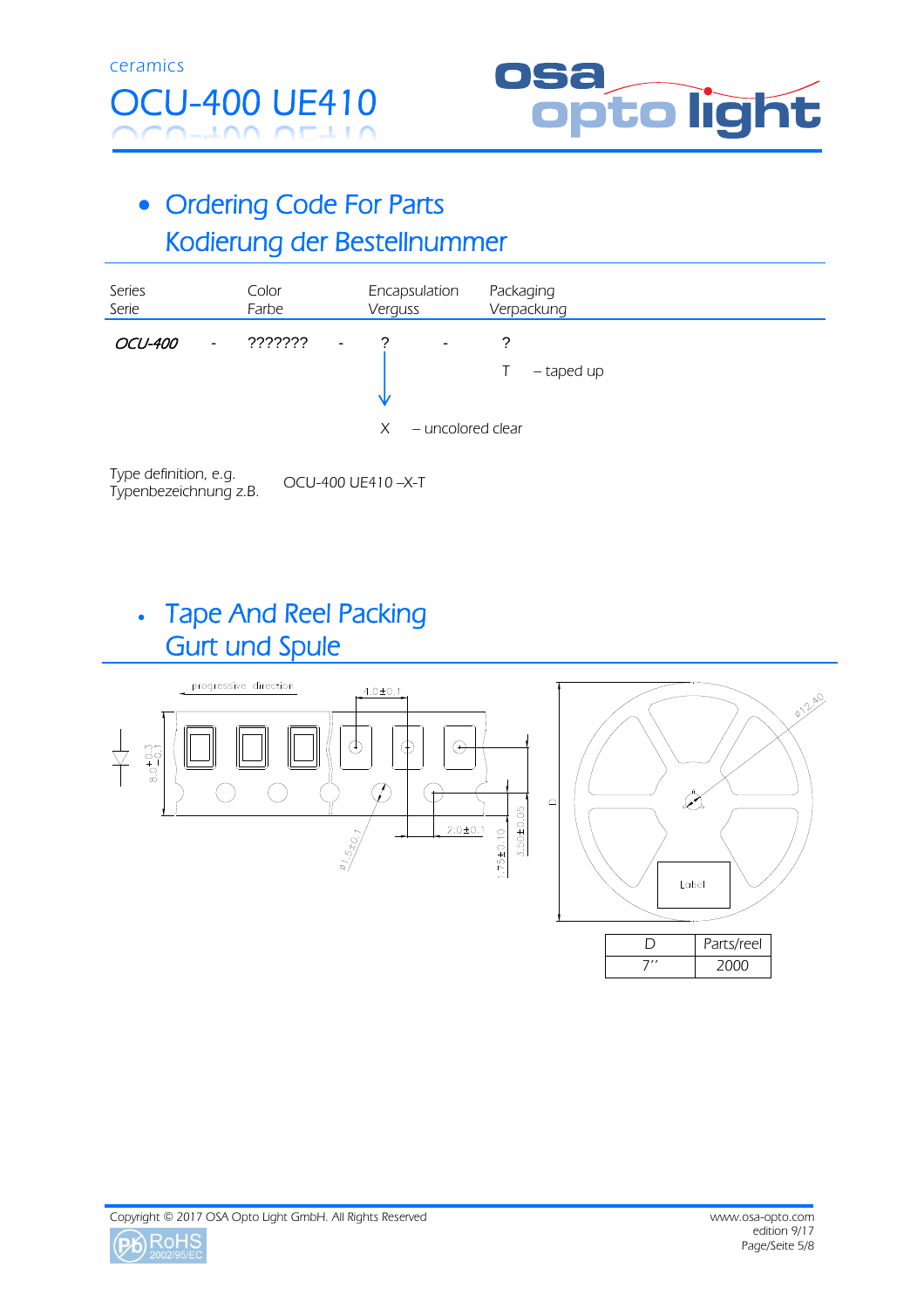# Ordering Code For Parts
# Kodierung der Bestellnummer

| Series<br>Serie | | Color<br>Farbe | | Encapsulation<br>Verguss | | Packaging<br>Verpackung |
|---|---|---|---|---|---|---|
| *OCU-400* | - | ??????? | - | ? | - | ? |
| | | | | | | T – taped up |
| | | | | X – uncolored clear | | |

Type definition, e.g.
Typenbezeichnung z.B. OCU-400 UE410 –X-T

# Tape And Reel Packing
# Gurt und Spule

progressive direction

4.0±0.1

8.0 +0.3 −0.1

2.0±0.1

3.50±0.05

1.75±0.10

ø1.5±0.1

ø12.40

D

Label

| D | Parts/reel |
|---|---|
| 7'' | 2000 |

Copyright © 2017 OSA Opto Light GmbH. All Rights Reserved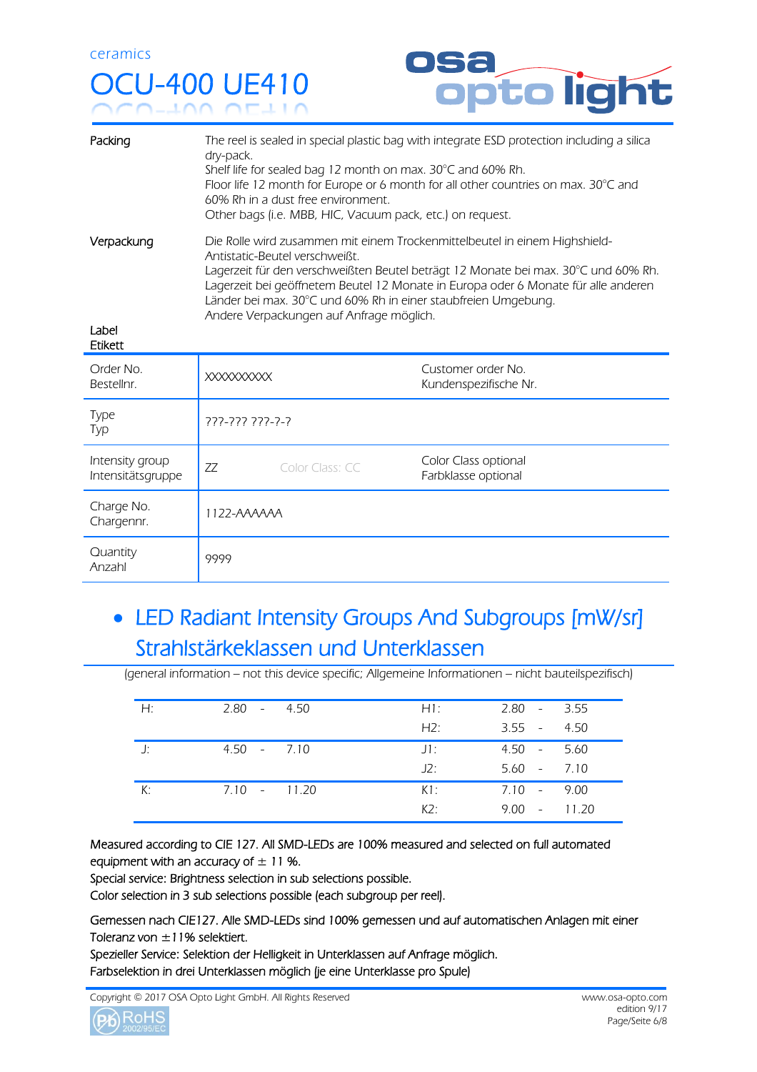| | |
|---|---|
| Packing | The reel is sealed in special plastic bag with integrate ESD protection including a silica dry-pack.<br>Shelf life for sealed bag 12 month on max. 30°C and 60% Rh.<br>Floor life 12 month for Europe or 6 month for all other countries on max. 30°C and 60% Rh in a dust free environment.<br>Other bags (i.e. MBB, HIC, Vacuum pack, etc.) on request. |
| Verpackung | Die Rolle wird zusammen mit einem Trockenmittelbeutel in einem Highshield-Antistatic-Beutel verschweißt.<br>Lagerzeit für den verschweißten Beutel beträgt 12 Monate bei max. 30°C und 60% Rh.<br>Lagerzeit bei geöffnetem Beutel 12 Monate in Europa oder 6 Monate für alle anderen Länder bei max. 30°C und 60% Rh in einer staubfreien Umgebung.<br>Andere Verpackungen auf Anfrage möglich. |

Label
Etikett

| | | | |
|---|---|---|---|
| Order No.<br>Bestellnr. | XXXXXXXXXX | | Customer order No.<br>Kundenspezifische Nr. |
| Type<br>Typ | ???-??? ???-?-? | | |
| Intensity group<br>Intensitätsgruppe | ZZ | Color Class: CC | Color Class optional<br>Farbklasse optional |
| Charge No.<br>Chargennr. | 1122-AAAAAA | | |
| Quantity<br>Anzahl | 9999 | | |

## • LED Radiant Intensity Groups And Subgroups [mW/sr] Strahlstärkeklassen und Unterklassen

(general information – not this device specific; Allgemeine Informationen – nicht bauteilspezifisch)

| | | | | | | | |
|---|---|---|---|---|---|---|---|
| H: | 2.80 | - | 4.50 | H1: | 2.80 | - | 3.55 |
| | | | | H2: | 3.55 | - | 4.50 |
| J: | 4.50 | - | 7.10 | J1: | 4.50 | - | 5.60 |
| | | | | J2: | 5.60 | - | 7.10 |
| K: | 7.10 | - | 11.20 | K1: | 7.10 | - | 9.00 |
| | | | | K2: | 9.00 | - | 11.20 |

Measured according to CIE 127. All SMD-LEDs are 100% measured and selected on full automated equipment with an accuracy of ± 11 %.
Special service: Brightness selection in sub selections possible.
Color selection in 3 sub selections possible (each subgroup per reel).

Gemessen nach CIE127. Alle SMD-LEDs sind 100% gemessen und auf automatischen Anlagen mit einer Toleranz von ±11% selektiert.
Spezieller Service: Selektion der Helligkeit in Unterklassen auf Anfrage möglich.
Farbselektion in drei Unterklassen möglich (je eine Unterklasse pro Spule)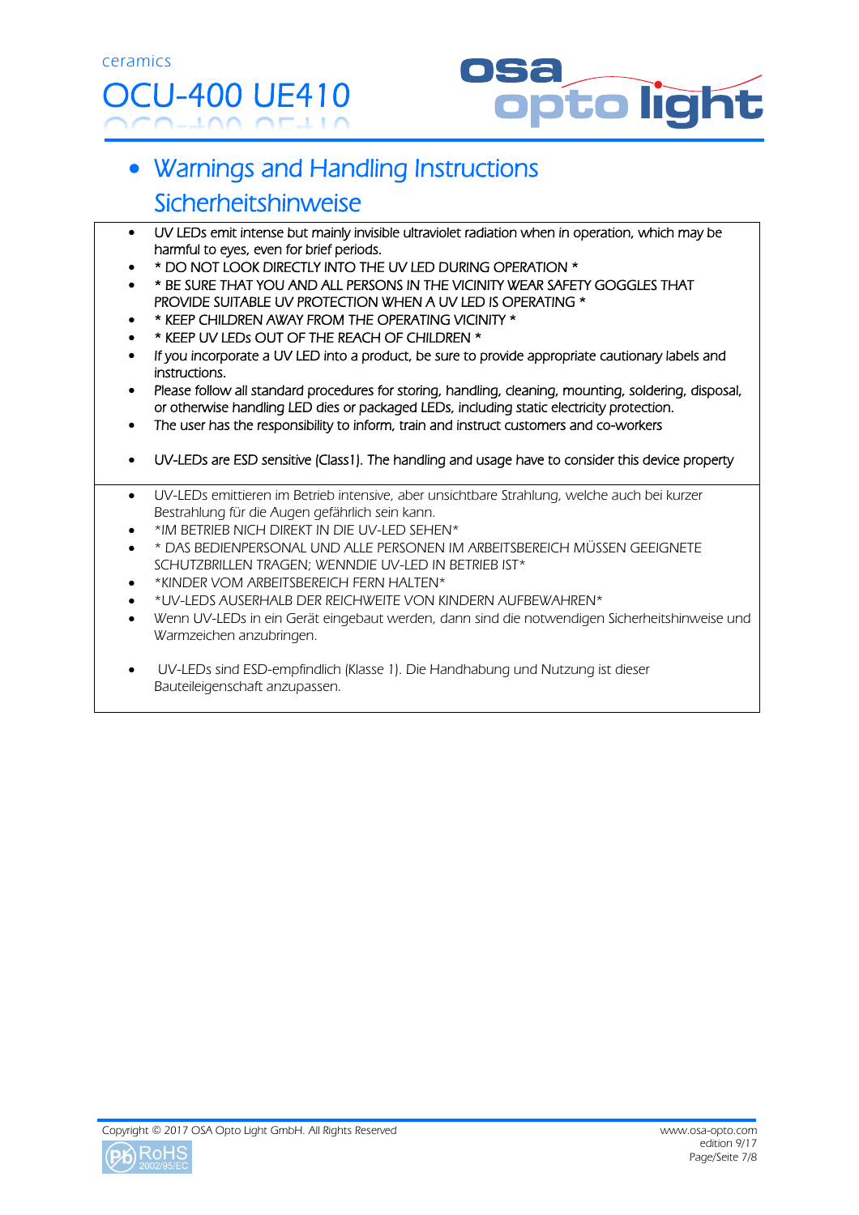- Warnings and Handling Instructions
  Sicherheitshinweise

- UV LEDs emit intense but mainly invisible ultraviolet radiation when in operation, which may be harmful to eyes, even for brief periods.
- * DO NOT LOOK DIRECTLY INTO THE UV LED DURING OPERATION *
- * BE SURE THAT YOU AND ALL PERSONS IN THE VICINITY WEAR SAFETY GOGGLES THAT PROVIDE SUITABLE UV PROTECTION WHEN A UV LED IS OPERATING *
- * KEEP CHILDREN AWAY FROM THE OPERATING VICINITY *
- * KEEP UV LEDs OUT OF THE REACH OF CHILDREN *
- If you incorporate a UV LED into a product, be sure to provide appropriate cautionary labels and instructions.
- Please follow all standard procedures for storing, handling, cleaning, mounting, soldering, disposal, or otherwise handling LED dies or packaged LEDs, including static electricity protection.
- The user has the responsibility to inform, train and instruct customers and co-workers
- UV-LEDs are ESD sensitive (Class1). The handling and usage have to consider this device property

---

- UV-LEDs emittieren im Betrieb intensive, aber unsichtbare Strahlung, welche auch bei kurzer Bestrahlung für die Augen gefährlich sein kann.
- *IM BETRIEB NICH DIREKT IN DIE UV-LED SEHEN*
- * DAS BEDIENPERSONAL UND ALLE PERSONEN IM ARBEITSBEREICH MÜSSEN GEEIGNETE SCHUTZBRILLEN TRAGEN; WENNDIE UV-LED IN BETRIEB IST*
- *KINDER VOM ARBEITSBEREICH FERN HALTEN*
- *UV-LEDS AUSERHALB DER REICHWEITE VON KINDERN AUFBEWAHREN*
- Wenn UV-LEDs in ein Gerät eingebaut werden, dann sind die notwendigen Sicherheitshinweise und Warnzeichen anzubringen.
- UV-LEDs sind ESD-empfindlich (Klasse 1). Die Handhabung und Nutzung ist dieser Bauteileigenschaft anzupassen.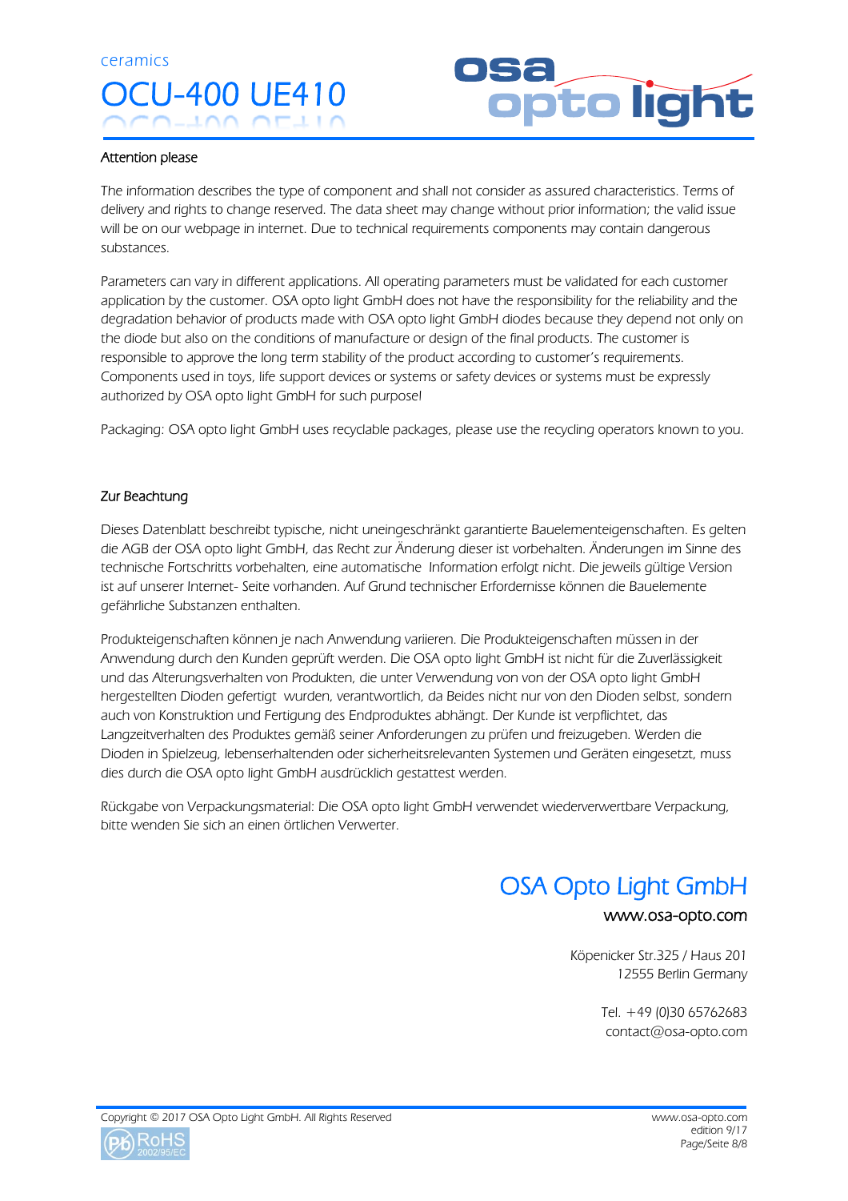## Attention please

The information describes the type of component and shall not consider as assured characteristics. Terms of delivery and rights to change reserved. The data sheet may change without prior information; the valid issue will be on our webpage in internet. Due to technical requirements components may contain dangerous substances.

Parameters can vary in different applications. All operating parameters must be validated for each customer application by the customer. OSA opto light GmbH does not have the responsibility for the reliability and the degradation behavior of products made with OSA opto light GmbH diodes because they depend not only on the diode but also on the conditions of manufacture or design of the final products. The customer is responsible to approve the long term stability of the product according to customer's requirements. Components used in toys, life support devices or systems or safety devices or systems must be expressly authorized by OSA opto light GmbH for such purpose!

Packaging: OSA opto light GmbH uses recyclable packages, please use the recycling operators known to you.

## Zur Beachtung

Dieses Datenblatt beschreibt typische, nicht uneingeschränkt garantierte Bauelementeigenschaften. Es gelten die AGB der OSA opto light GmbH, das Recht zur Änderung dieser ist vorbehalten. Änderungen im Sinne des technische Fortschritts vorbehalten, eine automatische Information erfolgt nicht. Die jeweils gültige Version ist auf unserer Internet- Seite vorhanden. Auf Grund technischer Erfordernisse können die Bauelemente gefährliche Substanzen enthalten.

Produkteigenschaften können je nach Anwendung variieren. Die Produkteigenschaften müssen in der Anwendung durch den Kunden geprüft werden. Die OSA opto light GmbH ist nicht für die Zuverlässigkeit und das Alterungsverhalten von Produkten, die unter Verwendung von von der OSA opto light GmbH hergestellten Dioden gefertigt wurden, verantwortlich, da Beides nicht nur von den Dioden selbst, sondern auch von Konstruktion und Fertigung des Endproduktes abhängt. Der Kunde ist verpflichtet, das Langzeitverhalten des Produktes gemäß seiner Anforderungen zu prüfen und freizugeben. Werden die Dioden in Spielzeug, lebenserhaltenden oder sicherheitsrelevanten Systemen und Geräten eingesetzt, muss dies durch die OSA opto light GmbH ausdrücklich gestattest werden.

Rückgabe von Verpackungsmaterial: Die OSA opto light GmbH verwendet wiederverwertbare Verpackung, bitte wenden Sie sich an einen örtlichen Verwerter.

**OSA Opto Light GmbH**

www.osa-opto.com

Köpenicker Str.325 / Haus 201
12555 Berlin Germany

Tel. +49 (0)30 65762683
contact@osa-opto.com